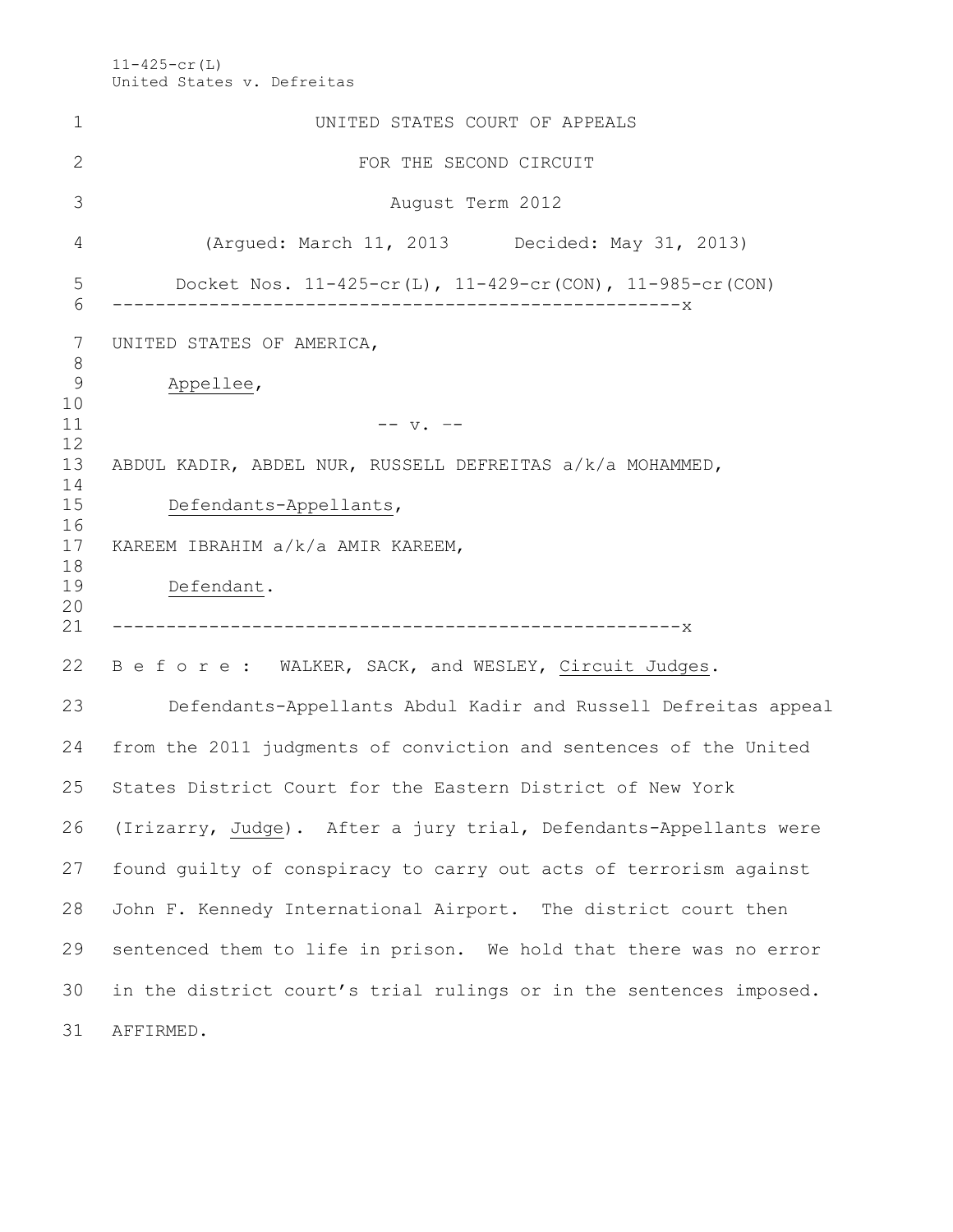11-425-cr(L)
United States v. Defreitas

UNITED STATES COURT OF APPEALS

FOR THE SECOND CIRCUIT

August Term 2012

(Argued: March 11, 2013 Decided: May 31, 2013)

Docket Nos. 11-425-cr(L), 11-429-cr(CON), 11-985-cr(CON)

---

UNITED STATES OF AMERICA,

*Appellee*,

-- v. --

ABDUL KADIR, ABDEL NUR, RUSSELL DEFREITAS a/k/a MOHAMMED,

*Defendants-Appellants*,

KAREEM IBRAHIM a/k/a AMIR KAREEM,

*Defendant*.

---

B e f o r e : WALKER, SACK, and WESLEY, *Circuit Judges*.

Defendants-Appellants Abdul Kadir and Russell Defreitas appeal from the 2011 judgments of conviction and sentences of the United States District Court for the Eastern District of New York (Irizarry, *Judge*). After a jury trial, Defendants-Appellants were found guilty of conspiracy to carry out acts of terrorism against John F. Kennedy International Airport. The district court then sentenced them to life in prison. We hold that there was no error in the district court's trial rulings or in the sentences imposed. AFFIRMED.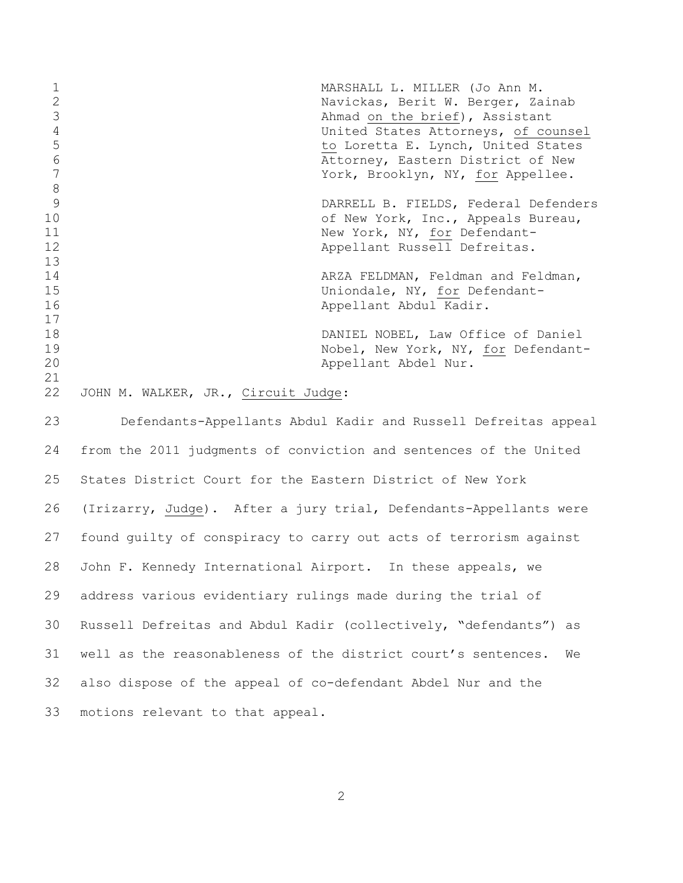MARSHALL L. MILLER (Jo Ann M. Navickas, Berit W. Berger, Zainab Ahmad on the brief), Assistant United States Attorneys, of counsel to Loretta E. Lynch, United States Attorney, Eastern District of New York, Brooklyn, NY, for Appellee.

DARRELL B. FIELDS, Federal Defenders of New York, Inc., Appeals Bureau, New York, NY, for Defendant-Appellant Russell Defreitas.

ARZA FELDMAN, Feldman and Feldman, Uniondale, NY, for Defendant-Appellant Abdul Kadir.

DANIEL NOBEL, Law Office of Daniel Nobel, New York, NY, for Defendant-Appellant Abdel Nur.

JOHN M. WALKER, JR., Circuit Judge:

Defendants-Appellants Abdul Kadir and Russell Defreitas appeal from the 2011 judgments of conviction and sentences of the United States District Court for the Eastern District of New York (Irizarry, Judge). After a jury trial, Defendants-Appellants were found guilty of conspiracy to carry out acts of terrorism against John F. Kennedy International Airport. In these appeals, we address various evidentiary rulings made during the trial of Russell Defreitas and Abdul Kadir (collectively, "defendants") as well as the reasonableness of the district court's sentences. We also dispose of the appeal of co-defendant Abdel Nur and the motions relevant to that appeal.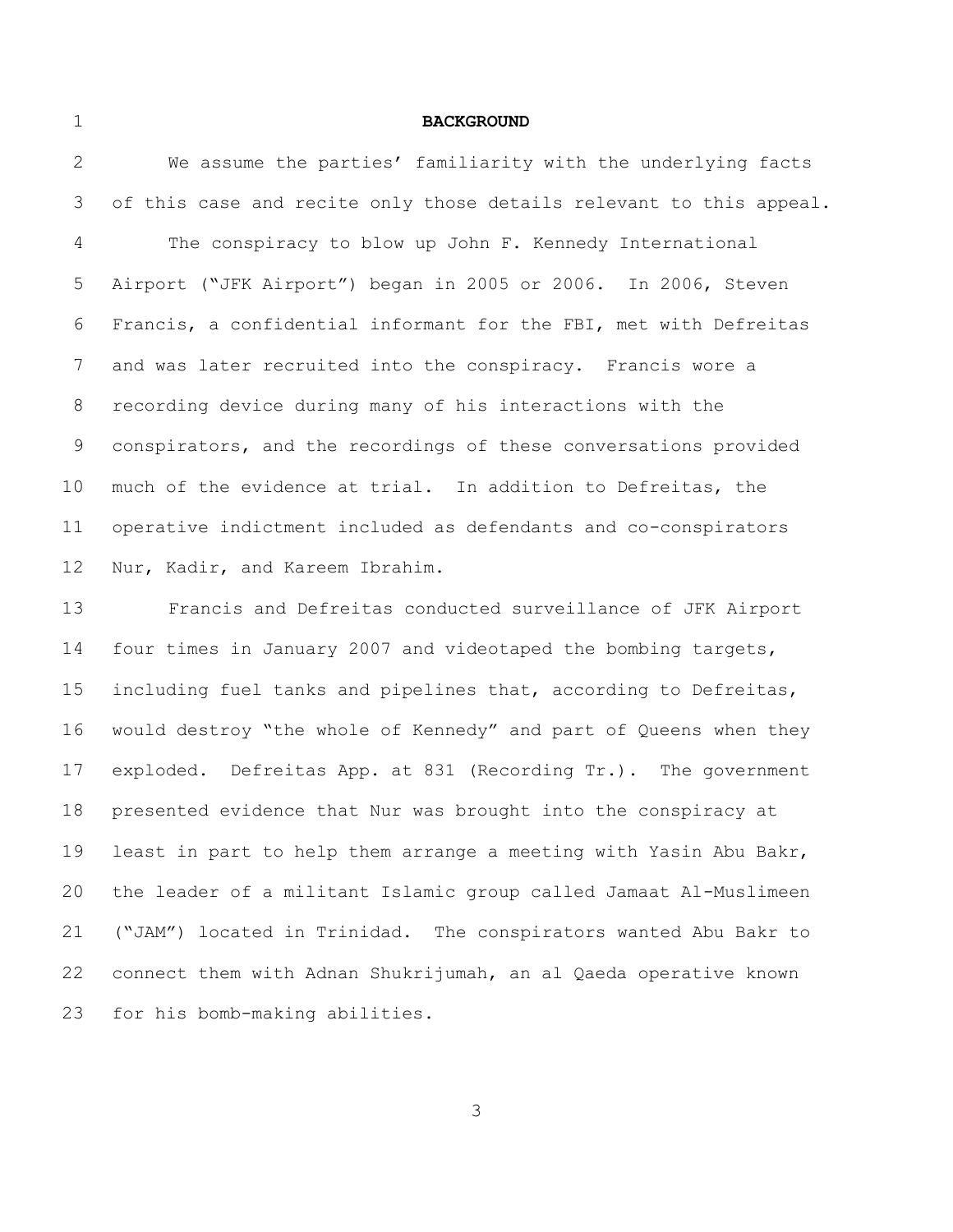## BACKGROUND

We assume the parties' familiarity with the underlying facts of this case and recite only those details relevant to this appeal.

The conspiracy to blow up John F. Kennedy International Airport ("JFK Airport") began in 2005 or 2006. In 2006, Steven Francis, a confidential informant for the FBI, met with Defreitas and was later recruited into the conspiracy. Francis wore a recording device during many of his interactions with the conspirators, and the recordings of these conversations provided much of the evidence at trial. In addition to Defreitas, the operative indictment included as defendants and co-conspirators Nur, Kadir, and Kareem Ibrahim.

Francis and Defreitas conducted surveillance of JFK Airport four times in January 2007 and videotaped the bombing targets, including fuel tanks and pipelines that, according to Defreitas, would destroy "the whole of Kennedy" and part of Queens when they exploded. Defreitas App. at 831 (Recording Tr.). The government presented evidence that Nur was brought into the conspiracy at least in part to help them arrange a meeting with Yasin Abu Bakr, the leader of a militant Islamic group called Jamaat Al-Muslimeen ("JAM") located in Trinidad. The conspirators wanted Abu Bakr to connect them with Adnan Shukrijumah, an al Qaeda operative known for his bomb-making abilities.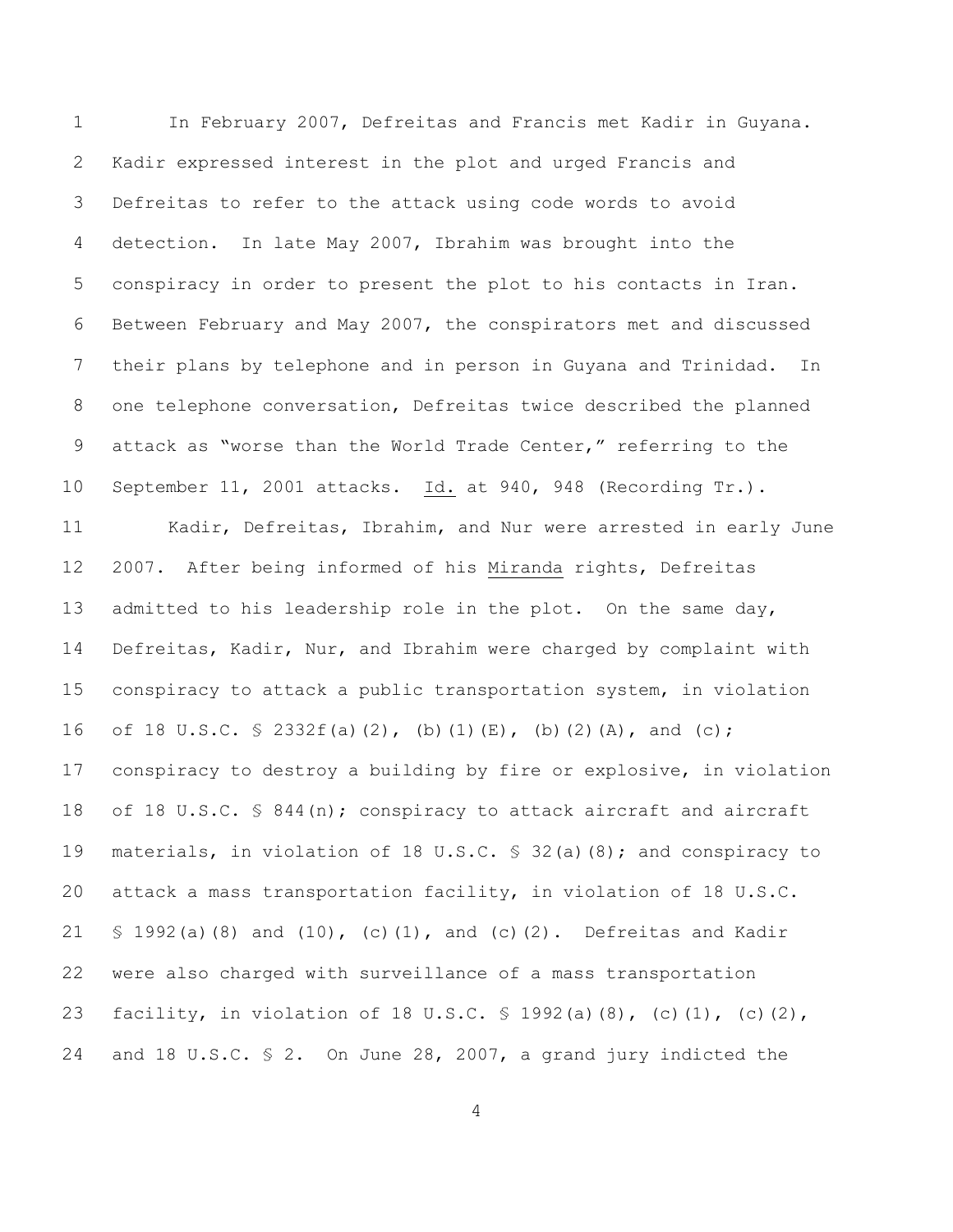In February 2007, Defreitas and Francis met Kadir in Guyana. Kadir expressed interest in the plot and urged Francis and Defreitas to refer to the attack using code words to avoid detection. In late May 2007, Ibrahim was brought into the conspiracy in order to present the plot to his contacts in Iran. Between February and May 2007, the conspirators met and discussed their plans by telephone and in person in Guyana and Trinidad. In one telephone conversation, Defreitas twice described the planned attack as "worse than the World Trade Center," referring to the September 11, 2001 attacks. Id. at 940, 948 (Recording Tr.).

Kadir, Defreitas, Ibrahim, and Nur were arrested in early June 2007. After being informed of his Miranda rights, Defreitas admitted to his leadership role in the plot. On the same day, Defreitas, Kadir, Nur, and Ibrahim were charged by complaint with conspiracy to attack a public transportation system, in violation of 18 U.S.C. § 2332f(a)(2), (b)(1)(E), (b)(2)(A), and (c); conspiracy to destroy a building by fire or explosive, in violation of 18 U.S.C. § 844(n); conspiracy to attack aircraft and aircraft materials, in violation of 18 U.S.C. § 32(a)(8); and conspiracy to attack a mass transportation facility, in violation of 18 U.S.C. § 1992(a)(8) and (10), (c)(1), and (c)(2). Defreitas and Kadir were also charged with surveillance of a mass transportation facility, in violation of 18 U.S.C. § 1992(a)(8), (c)(1), (c)(2), and 18 U.S.C. § 2. On June 28, 2007, a grand jury indicted the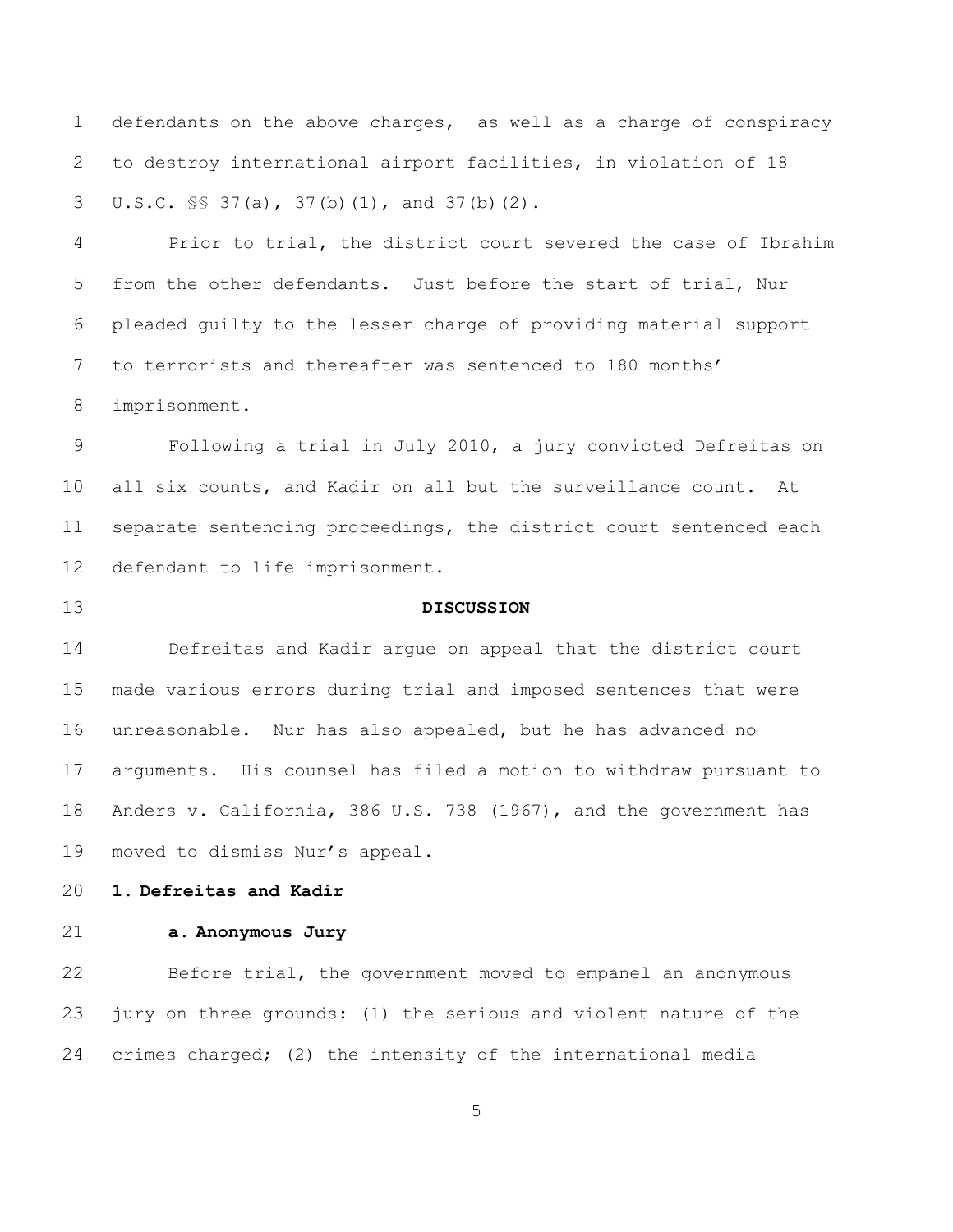defendants on the above charges, as well as a charge of conspiracy to destroy international airport facilities, in violation of 18 U.S.C. §§ 37(a), 37(b)(1), and 37(b)(2).

Prior to trial, the district court severed the case of Ibrahim from the other defendants. Just before the start of trial, Nur pleaded guilty to the lesser charge of providing material support to terrorists and thereafter was sentenced to 180 months' imprisonment.

Following a trial in July 2010, a jury convicted Defreitas on all six counts, and Kadir on all but the surveillance count. At separate sentencing proceedings, the district court sentenced each defendant to life imprisonment.

## DISCUSSION

Defreitas and Kadir argue on appeal that the district court made various errors during trial and imposed sentences that were unreasonable. Nur has also appealed, but he has advanced no arguments. His counsel has filed a motion to withdraw pursuant to Anders v. California, 386 U.S. 738 (1967), and the government has moved to dismiss Nur's appeal.

### 1. Defreitas and Kadir

#### a. Anonymous Jury

Before trial, the government moved to empanel an anonymous jury on three grounds: (1) the serious and violent nature of the crimes charged; (2) the intensity of the international media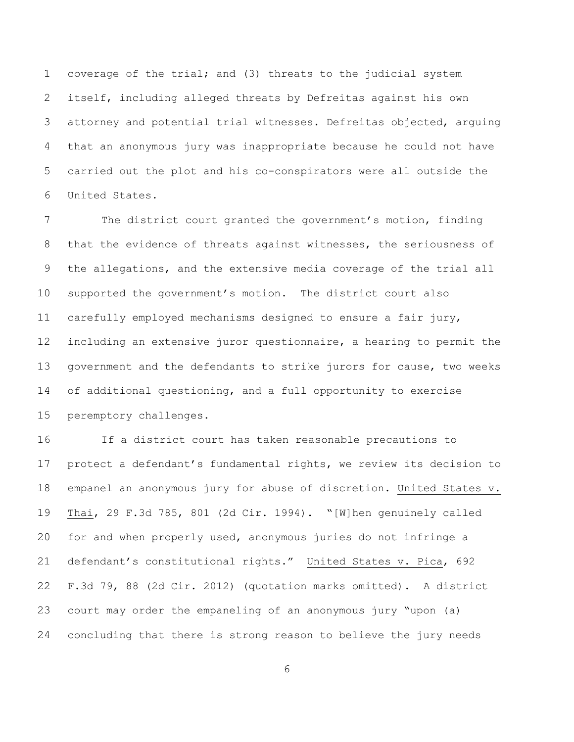coverage of the trial; and (3) threats to the judicial system itself, including alleged threats by Defreitas against his own attorney and potential trial witnesses. Defreitas objected, arguing that an anonymous jury was inappropriate because he could not have carried out the plot and his co-conspirators were all outside the United States.

The district court granted the government's motion, finding that the evidence of threats against witnesses, the seriousness of the allegations, and the extensive media coverage of the trial all supported the government's motion. The district court also carefully employed mechanisms designed to ensure a fair jury, including an extensive juror questionnaire, a hearing to permit the government and the defendants to strike jurors for cause, two weeks of additional questioning, and a full opportunity to exercise peremptory challenges.

If a district court has taken reasonable precautions to protect a defendant's fundamental rights, we review its decision to empanel an anonymous jury for abuse of discretion. United States v. Thai, 29 F.3d 785, 801 (2d Cir. 1994). "[W]hen genuinely called for and when properly used, anonymous juries do not infringe a defendant's constitutional rights." United States v. Pica, 692 F.3d 79, 88 (2d Cir. 2012) (quotation marks omitted). A district court may order the empaneling of an anonymous jury "upon (a) concluding that there is strong reason to believe the jury needs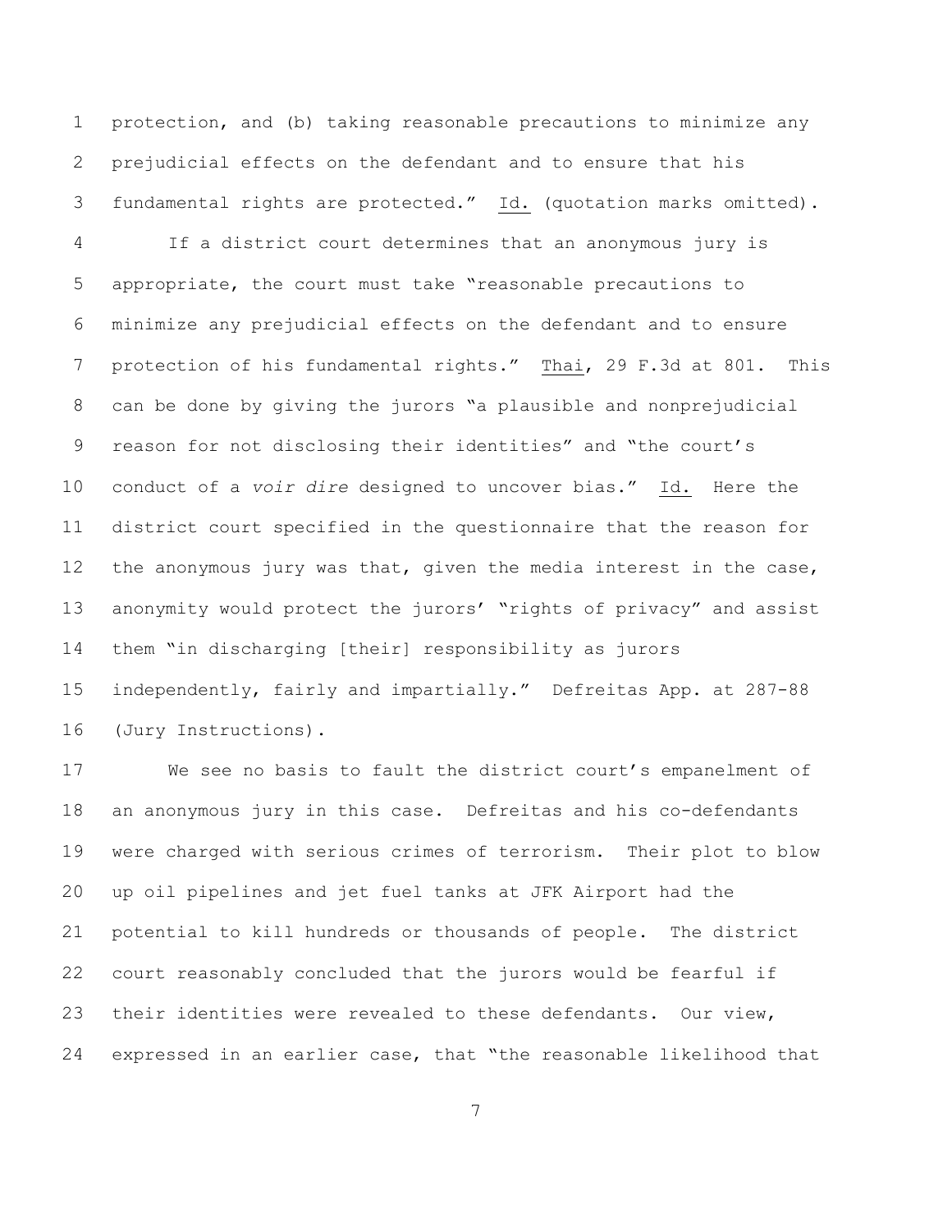protection, and (b) taking reasonable precautions to minimize any prejudicial effects on the defendant and to ensure that his fundamental rights are protected." Id. (quotation marks omitted).

If a district court determines that an anonymous jury is appropriate, the court must take "reasonable precautions to minimize any prejudicial effects on the defendant and to ensure protection of his fundamental rights." Thai, 29 F.3d at 801. This can be done by giving the jurors "a plausible and nonprejudicial reason for not disclosing their identities" and "the court's conduct of a *voir dire* designed to uncover bias." Id. Here the district court specified in the questionnaire that the reason for the anonymous jury was that, given the media interest in the case, anonymity would protect the jurors' "rights of privacy" and assist them "in discharging [their] responsibility as jurors independently, fairly and impartially." Defreitas App. at 287-88 (Jury Instructions).

We see no basis to fault the district court's empanelment of an anonymous jury in this case. Defreitas and his co-defendants were charged with serious crimes of terrorism. Their plot to blow up oil pipelines and jet fuel tanks at JFK Airport had the potential to kill hundreds or thousands of people. The district court reasonably concluded that the jurors would be fearful if their identities were revealed to these defendants. Our view, expressed in an earlier case, that "the reasonable likelihood that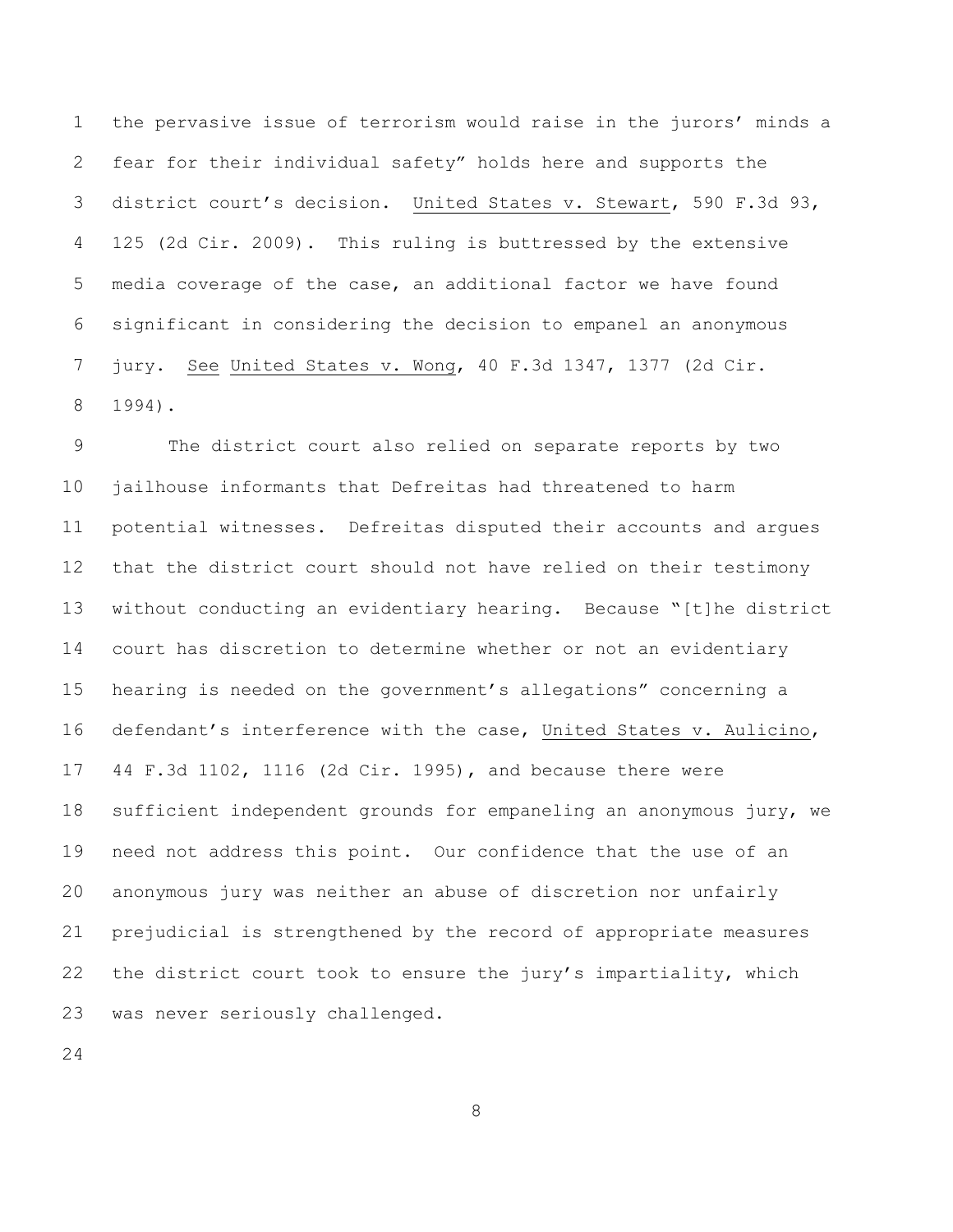the pervasive issue of terrorism would raise in the jurors' minds a fear for their individual safety" holds here and supports the district court's decision. United States v. Stewart, 590 F.3d 93, 125 (2d Cir. 2009). This ruling is buttressed by the extensive media coverage of the case, an additional factor we have found significant in considering the decision to empanel an anonymous jury. See United States v. Wong, 40 F.3d 1347, 1377 (2d Cir. 1994).

The district court also relied on separate reports by two jailhouse informants that Defreitas had threatened to harm potential witnesses. Defreitas disputed their accounts and argues that the district court should not have relied on their testimony without conducting an evidentiary hearing. Because "[t]he district court has discretion to determine whether or not an evidentiary hearing is needed on the government's allegations" concerning a defendant's interference with the case, United States v. Aulicino, 44 F.3d 1102, 1116 (2d Cir. 1995), and because there were sufficient independent grounds for empaneling an anonymous jury, we need not address this point. Our confidence that the use of an anonymous jury was neither an abuse of discretion nor unfairly prejudicial is strengthened by the record of appropriate measures the district court took to ensure the jury's impartiality, which was never seriously challenged.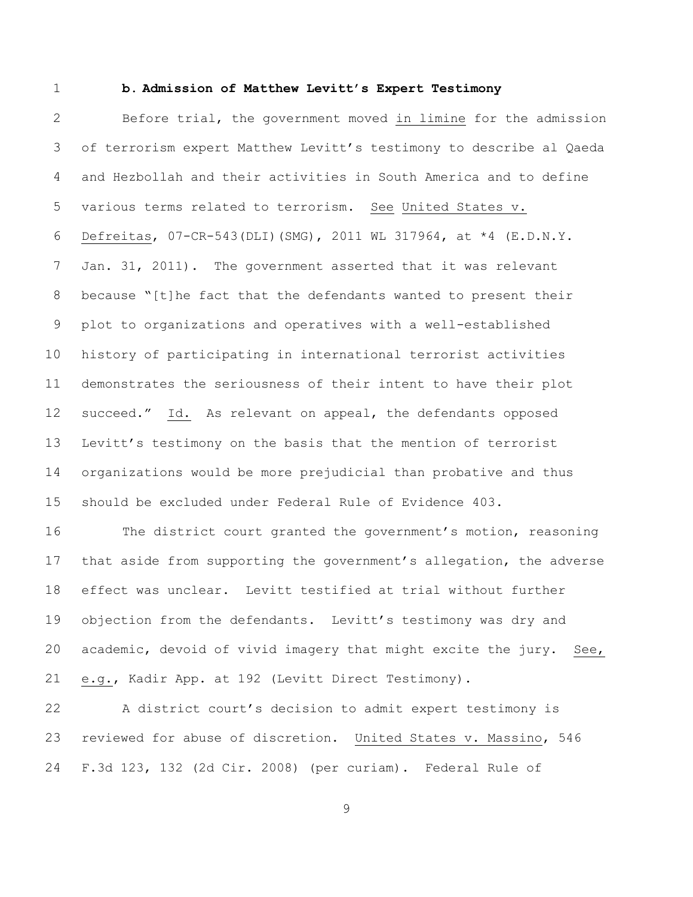**b. Admission of Matthew Levitt's Expert Testimony**

Before trial, the government moved in limine for the admission of terrorism expert Matthew Levitt's testimony to describe al Qaeda and Hezbollah and their activities in South America and to define various terms related to terrorism. See United States v. Defreitas, 07-CR-543(DLI)(SMG), 2011 WL 317964, at *4 (E.D.N.Y. Jan. 31, 2011). The government asserted that it was relevant because "[t]he fact that the defendants wanted to present their plot to organizations and operatives with a well-established history of participating in international terrorist activities demonstrates the seriousness of their intent to have their plot succeed." Id. As relevant on appeal, the defendants opposed Levitt's testimony on the basis that the mention of terrorist organizations would be more prejudicial than probative and thus should be excluded under Federal Rule of Evidence 403.

The district court granted the government's motion, reasoning that aside from supporting the government's allegation, the adverse effect was unclear. Levitt testified at trial without further objection from the defendants. Levitt's testimony was dry and academic, devoid of vivid imagery that might excite the jury. See, e.g., Kadir App. at 192 (Levitt Direct Testimony).

A district court's decision to admit expert testimony is reviewed for abuse of discretion. United States v. Massino, 546 F.3d 123, 132 (2d Cir. 2008) (per curiam). Federal Rule of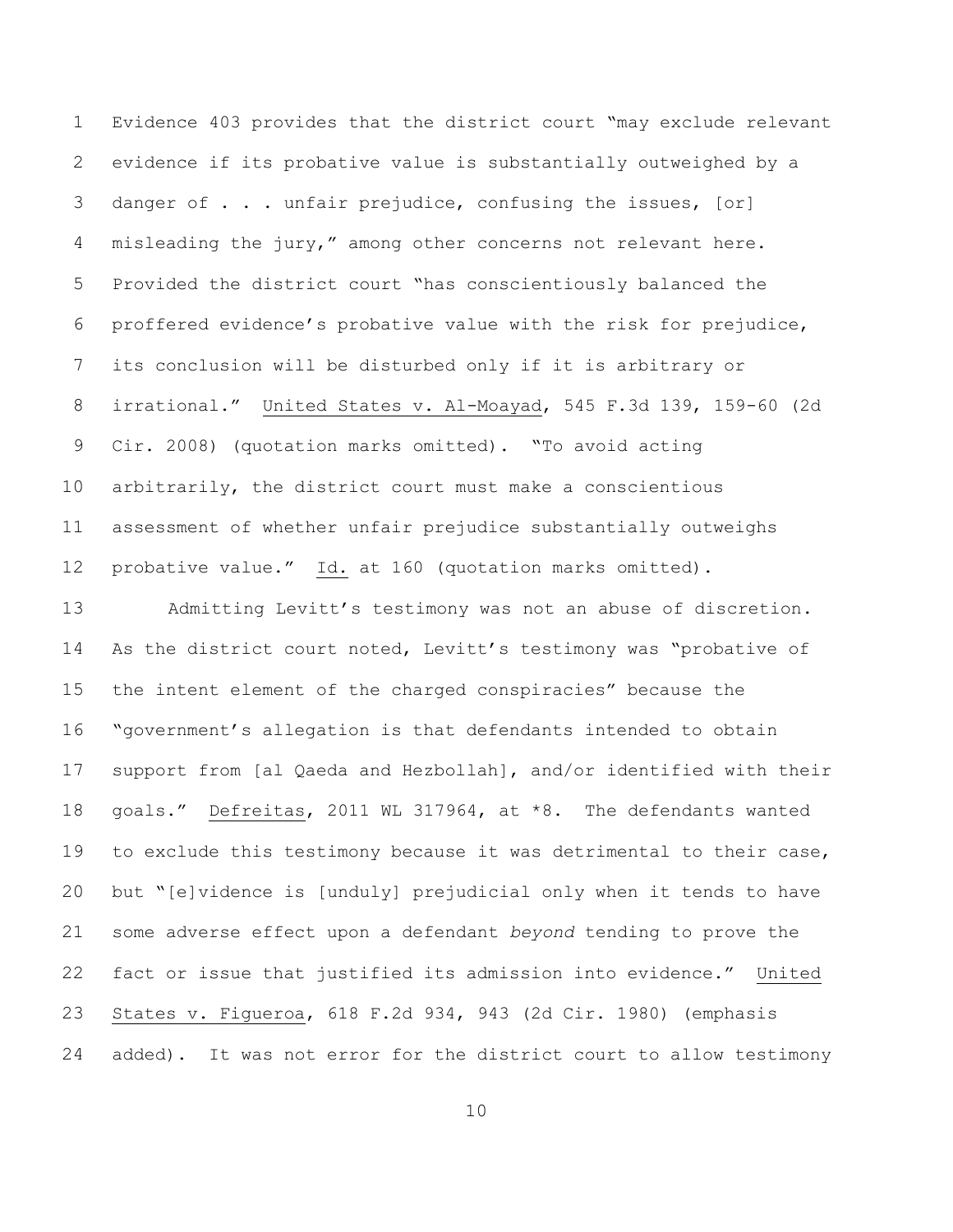Evidence 403 provides that the district court "may exclude relevant evidence if its probative value is substantially outweighed by a danger of . . . unfair prejudice, confusing the issues, [or] misleading the jury," among other concerns not relevant here. Provided the district court "has conscientiously balanced the proffered evidence's probative value with the risk for prejudice, its conclusion will be disturbed only if it is arbitrary or irrational." United States v. Al-Moayad, 545 F.3d 139, 159-60 (2d Cir. 2008) (quotation marks omitted). "To avoid acting arbitrarily, the district court must make a conscientious assessment of whether unfair prejudice substantially outweighs probative value." Id. at 160 (quotation marks omitted).

Admitting Levitt's testimony was not an abuse of discretion. As the district court noted, Levitt's testimony was "probative of the intent element of the charged conspiracies" because the "government's allegation is that defendants intended to obtain support from [al Qaeda and Hezbollah], and/or identified with their goals." Defreitas, 2011 WL 317964, at *8. The defendants wanted to exclude this testimony because it was detrimental to their case, but "[e]vidence is [unduly] prejudicial only when it tends to have some adverse effect upon a defendant *beyond* tending to prove the fact or issue that justified its admission into evidence." United States v. Figueroa, 618 F.2d 934, 943 (2d Cir. 1980) (emphasis added). It was not error for the district court to allow testimony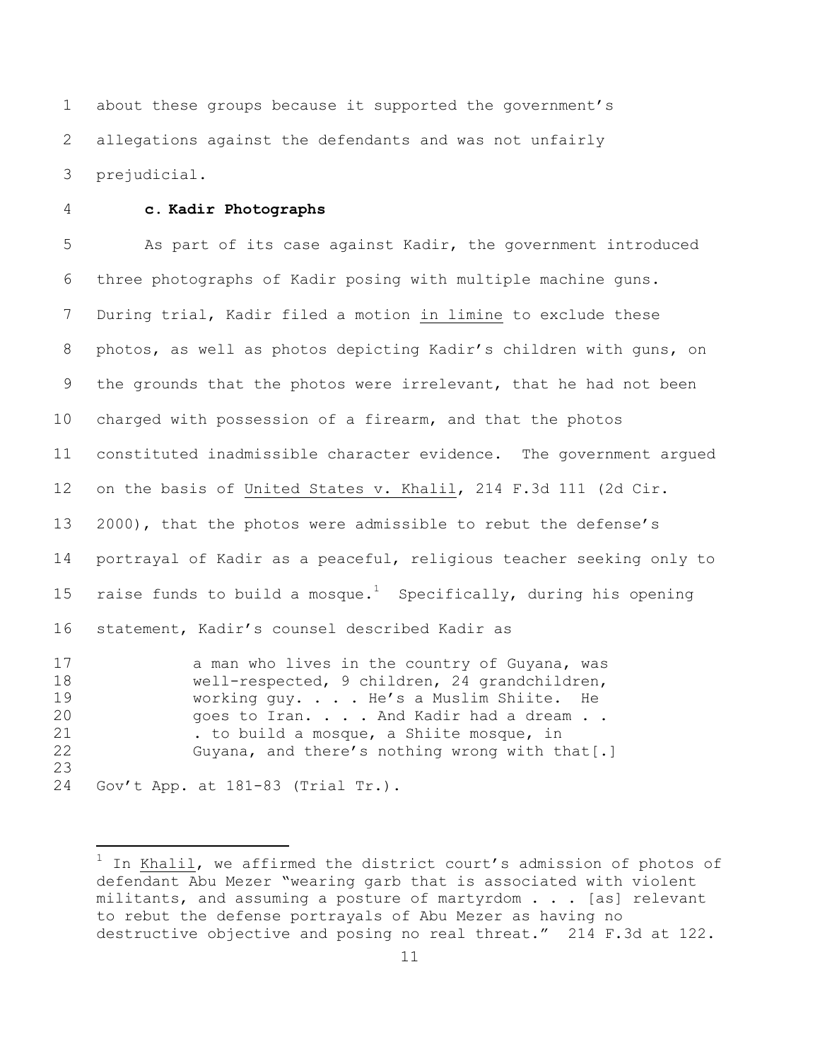about these groups because it supported the government's allegations against the defendants and was not unfairly prejudicial.

**c. Kadir Photographs**

As part of its case against Kadir, the government introduced three photographs of Kadir posing with multiple machine guns. During trial, Kadir filed a motion in limine to exclude these photos, as well as photos depicting Kadir's children with guns, on the grounds that the photos were irrelevant, that he had not been charged with possession of a firearm, and that the photos constituted inadmissible character evidence. The government argued on the basis of United States v. Khalil, 214 F.3d 111 (2d Cir. 2000), that the photos were admissible to rebut the defense's portrayal of Kadir as a peaceful, religious teacher seeking only to raise funds to build a mosque.[1] Specifically, during his opening statement, Kadir's counsel described Kadir as

> a man who lives in the country of Guyana, was well-respected, 9 children, 24 grandchildren, working guy. . . . He's a Muslim Shiite. He goes to Iran. . . . And Kadir had a dream . . . to build a mosque, a Shiite mosque, in Guyana, and there's nothing wrong with that[.]

Gov't App. at 181-83 (Trial Tr.).

---

[1] In Khalil, we affirmed the district court's admission of photos of defendant Abu Mezer "wearing garb that is associated with violent militants, and assuming a posture of martyrdom . . . [as] relevant to rebut the defense portrayals of Abu Mezer as having no destructive objective and posing no real threat." 214 F.3d at 122.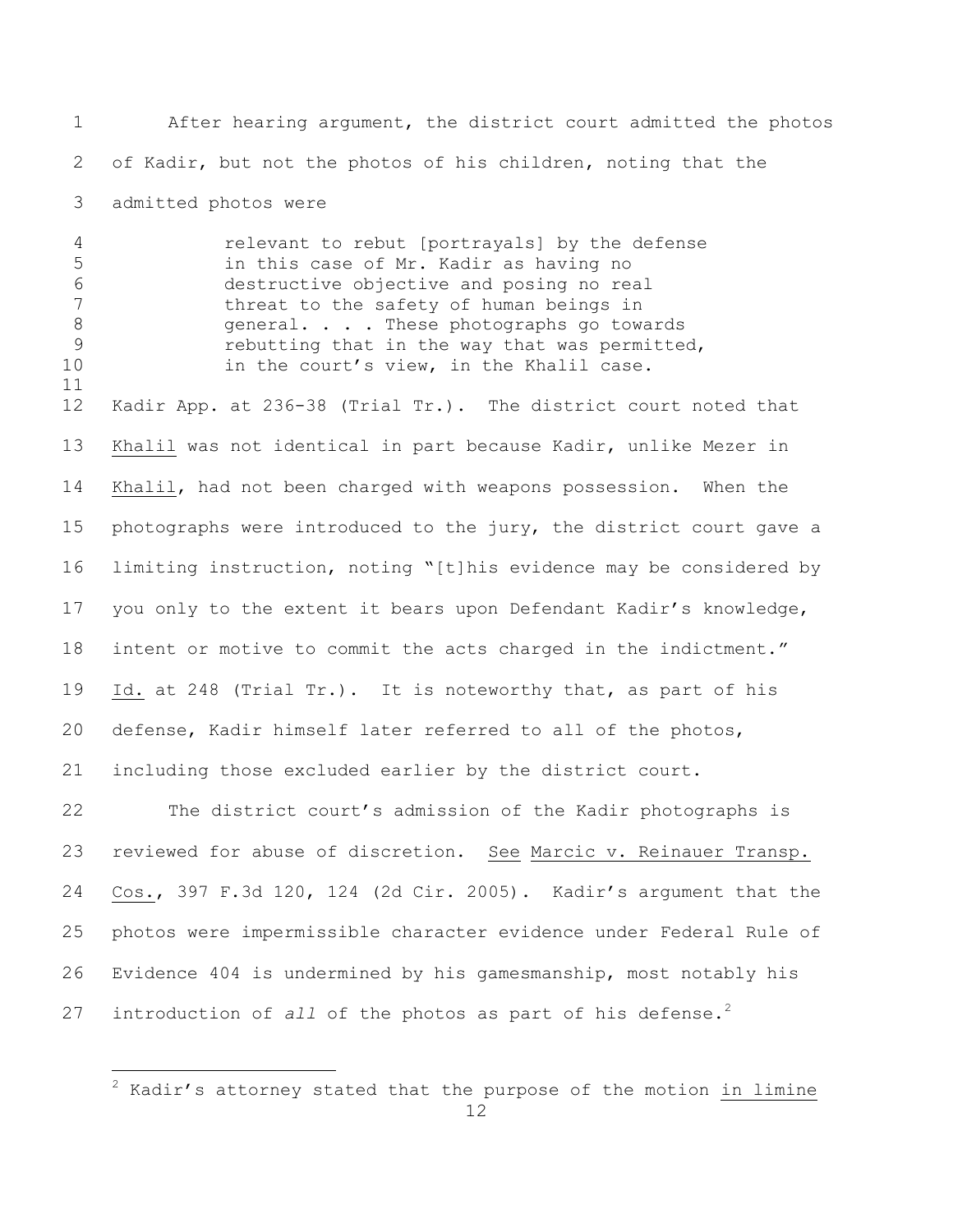After hearing argument, the district court admitted the photos of Kadir, but not the photos of his children, noting that the admitted photos were

> relevant to rebut [portrayals] by the defense in this case of Mr. Kadir as having no destructive objective and posing no real threat to the safety of human beings in general. . . . These photographs go towards rebutting that in the way that was permitted, in the court's view, in the Khalil case.

Kadir App. at 236-38 (Trial Tr.). The district court noted that Khalil was not identical in part because Kadir, unlike Mezer in Khalil, had not been charged with weapons possession. When the photographs were introduced to the jury, the district court gave a limiting instruction, noting "[t]his evidence may be considered by you only to the extent it bears upon Defendant Kadir's knowledge, intent or motive to commit the acts charged in the indictment." Id. at 248 (Trial Tr.). It is noteworthy that, as part of his defense, Kadir himself later referred to all of the photos, including those excluded earlier by the district court.

The district court's admission of the Kadir photographs is reviewed for abuse of discretion. See Marcic v. Reinauer Transp. Cos., 397 F.3d 120, 124 (2d Cir. 2005). Kadir's argument that the photos were impermissible character evidence under Federal Rule of Evidence 404 is undermined by his gamesmanship, most notably his introduction of *all* of the photos as part of his defense.[2]

[2] Kadir's attorney stated that the purpose of the motion in limine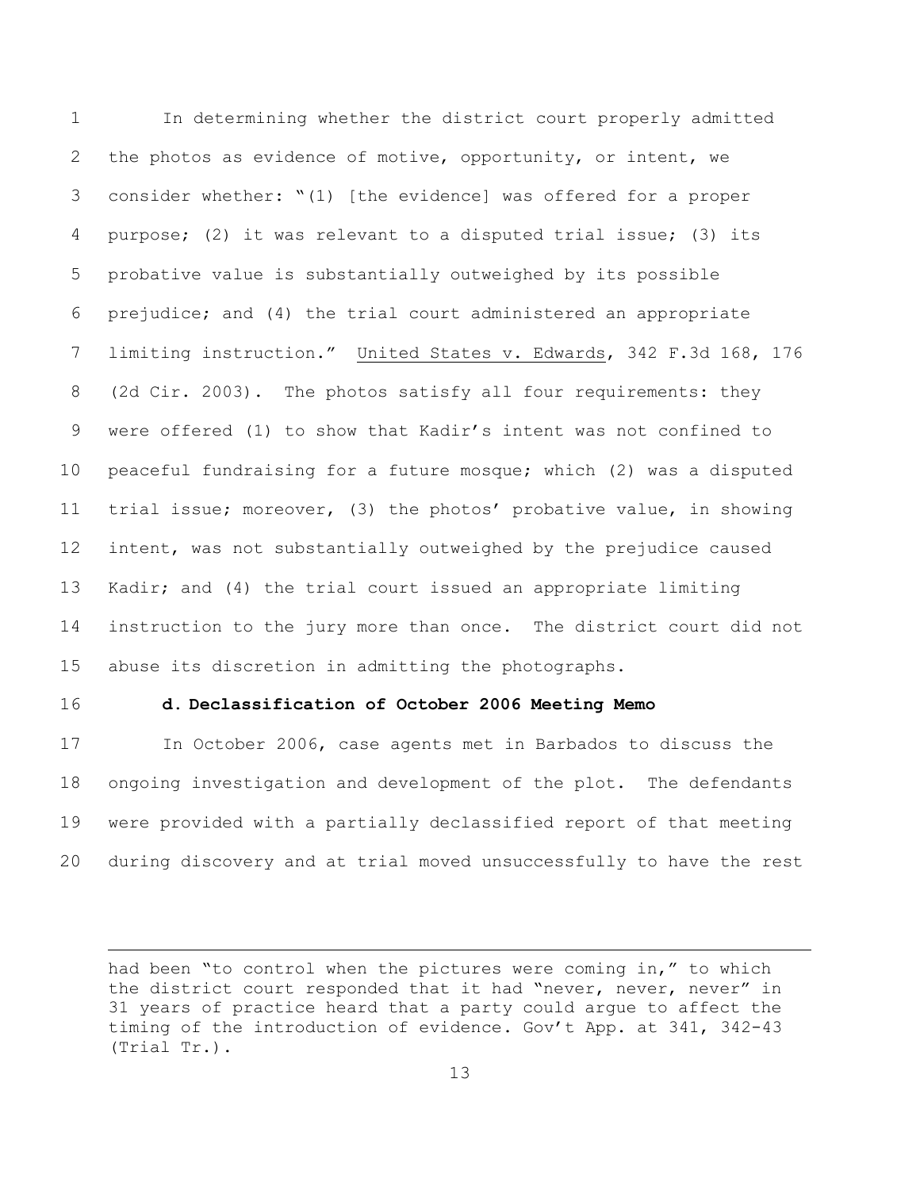In determining whether the district court properly admitted the photos as evidence of motive, opportunity, or intent, we consider whether: "(1) [the evidence] was offered for a proper purpose; (2) it was relevant to a disputed trial issue; (3) its probative value is substantially outweighed by its possible prejudice; and (4) the trial court administered an appropriate limiting instruction." United States v. Edwards, 342 F.3d 168, 176 (2d Cir. 2003). The photos satisfy all four requirements: they were offered (1) to show that Kadir's intent was not confined to peaceful fundraising for a future mosque; which (2) was a disputed trial issue; moreover, (3) the photos' probative value, in showing intent, was not substantially outweighed by the prejudice caused Kadir; and (4) the trial court issued an appropriate limiting instruction to the jury more than once. The district court did not abuse its discretion in admitting the photographs.

**d. Declassification of October 2006 Meeting Memo**

In October 2006, case agents met in Barbados to discuss the ongoing investigation and development of the plot. The defendants were provided with a partially declassified report of that meeting during discovery and at trial moved unsuccessfully to have the rest

---

had been "to control when the pictures were coming in," to which the district court responded that it had "never, never, never" in 31 years of practice heard that a party could argue to affect the timing of the introduction of evidence. Gov't App. at 341, 342-43 (Trial Tr.).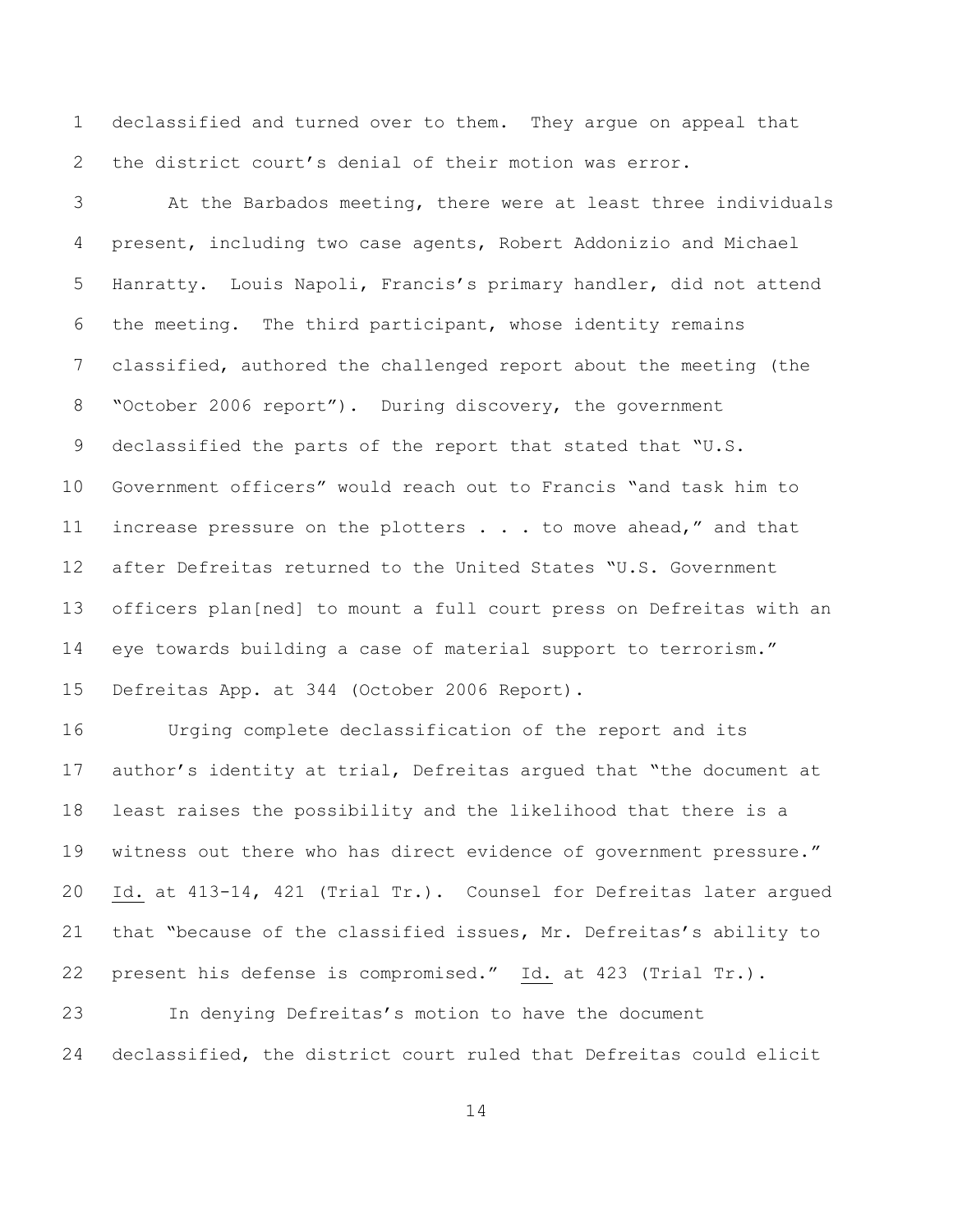declassified and turned over to them. They argue on appeal that the district court's denial of their motion was error.

At the Barbados meeting, there were at least three individuals present, including two case agents, Robert Addonizio and Michael Hanratty. Louis Napoli, Francis's primary handler, did not attend the meeting. The third participant, whose identity remains classified, authored the challenged report about the meeting (the "October 2006 report"). During discovery, the government declassified the parts of the report that stated that "U.S. Government officers" would reach out to Francis "and task him to increase pressure on the plotters . . . to move ahead," and that after Defreitas returned to the United States "U.S. Government officers plan[ned] to mount a full court press on Defreitas with an eye towards building a case of material support to terrorism." Defreitas App. at 344 (October 2006 Report).

Urging complete declassification of the report and its author's identity at trial, Defreitas argued that "the document at least raises the possibility and the likelihood that there is a witness out there who has direct evidence of government pressure." Id. at 413-14, 421 (Trial Tr.). Counsel for Defreitas later argued that "because of the classified issues, Mr. Defreitas's ability to present his defense is compromised." Id. at 423 (Trial Tr.).

In denying Defreitas's motion to have the document declassified, the district court ruled that Defreitas could elicit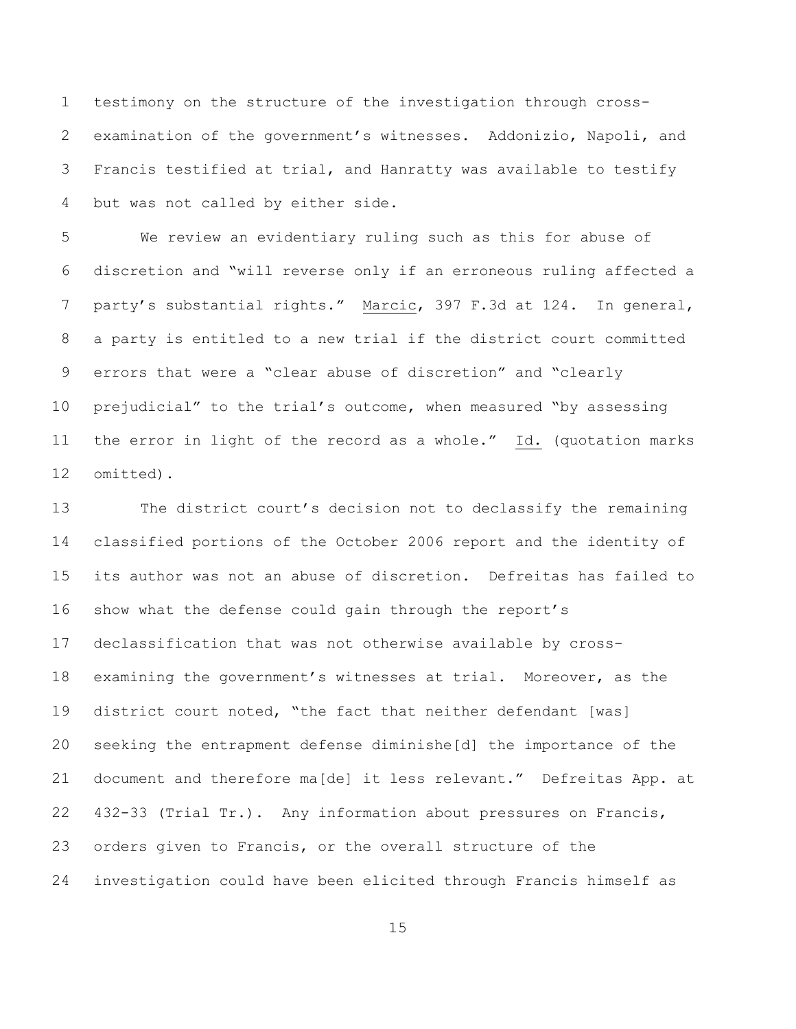testimony on the structure of the investigation through cross-examination of the government's witnesses. Addonizio, Napoli, and Francis testified at trial, and Hanratty was available to testify but was not called by either side.

We review an evidentiary ruling such as this for abuse of discretion and "will reverse only if an erroneous ruling affected a party's substantial rights." Marcic, 397 F.3d at 124. In general, a party is entitled to a new trial if the district court committed errors that were a "clear abuse of discretion" and "clearly prejudicial" to the trial's outcome, when measured "by assessing the error in light of the record as a whole." Id. (quotation marks omitted).

The district court's decision not to declassify the remaining classified portions of the October 2006 report and the identity of its author was not an abuse of discretion. Defreitas has failed to show what the defense could gain through the report's declassification that was not otherwise available by cross-examining the government's witnesses at trial. Moreover, as the district court noted, "the fact that neither defendant [was] seeking the entrapment defense diminishe[d] the importance of the document and therefore ma[de] it less relevant." Defreitas App. at 432-33 (Trial Tr.). Any information about pressures on Francis, orders given to Francis, or the overall structure of the investigation could have been elicited through Francis himself as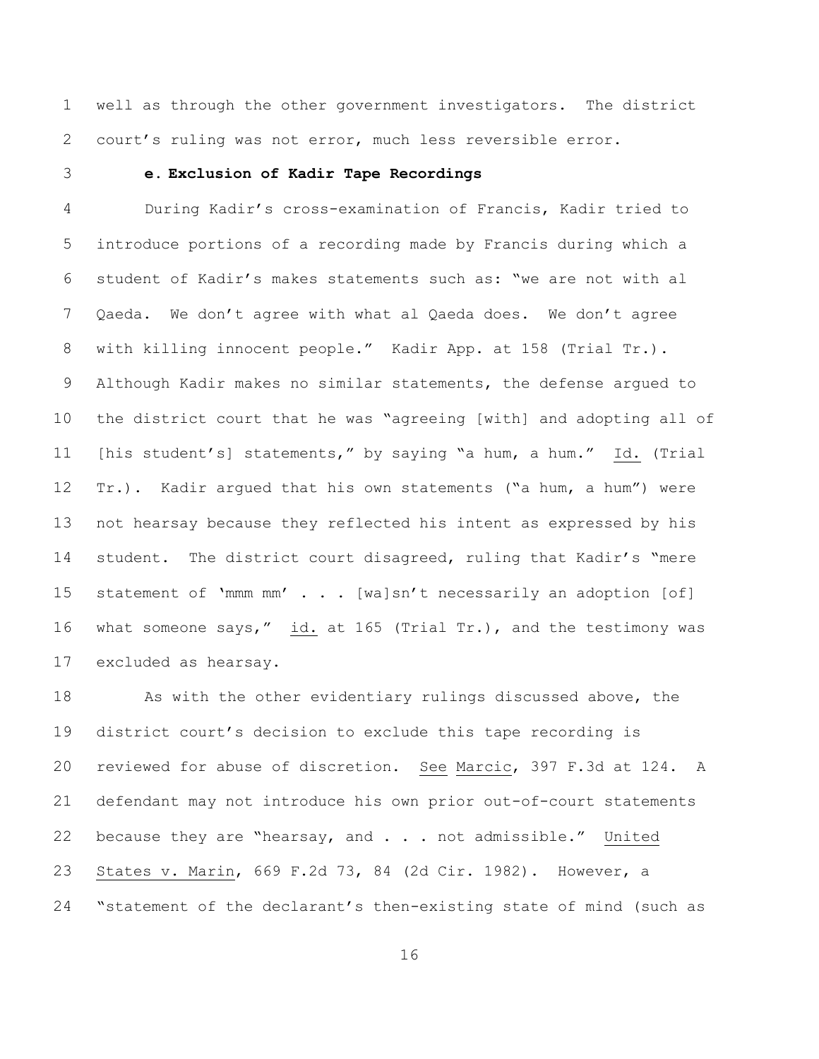well as through the other government investigators. The district court's ruling was not error, much less reversible error.

**e. Exclusion of Kadir Tape Recordings**

During Kadir's cross-examination of Francis, Kadir tried to introduce portions of a recording made by Francis during which a student of Kadir's makes statements such as: "we are not with al Qaeda. We don't agree with what al Qaeda does. We don't agree with killing innocent people." Kadir App. at 158 (Trial Tr.). Although Kadir makes no similar statements, the defense argued to the district court that he was "agreeing [with] and adopting all of [his student's] statements," by saying "a hum, a hum." Id. (Trial Tr.). Kadir argued that his own statements ("a hum, a hum") were not hearsay because they reflected his intent as expressed by his student. The district court disagreed, ruling that Kadir's "mere statement of 'mmm mm' . . . [wa]sn't necessarily an adoption [of] what someone says," id. at 165 (Trial Tr.), and the testimony was excluded as hearsay.

As with the other evidentiary rulings discussed above, the district court's decision to exclude this tape recording is reviewed for abuse of discretion. See Marcic, 397 F.3d at 124. A defendant may not introduce his own prior out-of-court statements because they are "hearsay, and . . . not admissible." United States v. Marin, 669 F.2d 73, 84 (2d Cir. 1982). However, a "statement of the declarant's then-existing state of mind (such as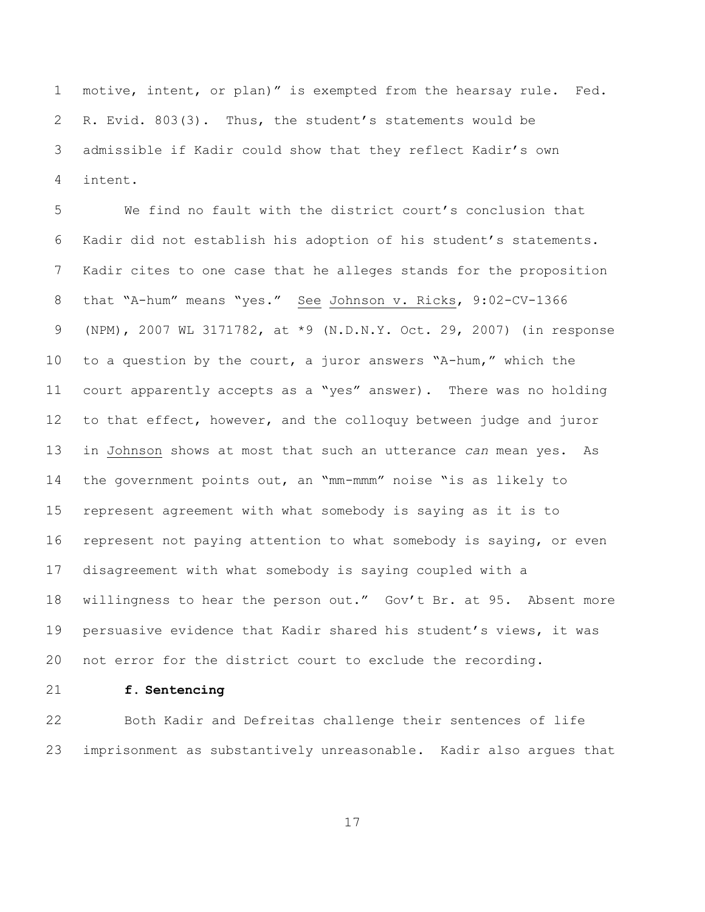motive, intent, or plan)" is exempted from the hearsay rule. Fed. R. Evid. 803(3). Thus, the student's statements would be admissible if Kadir could show that they reflect Kadir's own intent.

We find no fault with the district court's conclusion that Kadir did not establish his adoption of his student's statements. Kadir cites to one case that he alleges stands for the proposition that "A-hum" means "yes." See Johnson v. Ricks, 9:02-CV-1366 (NPM), 2007 WL 3171782, at *9 (N.D.N.Y. Oct. 29, 2007) (in response to a question by the court, a juror answers "A-hum," which the court apparently accepts as a "yes" answer). There was no holding to that effect, however, and the colloquy between judge and juror in Johnson shows at most that such an utterance *can* mean yes. As the government points out, an "mm-mmm" noise "is as likely to represent agreement with what somebody is saying as it is to represent not paying attention to what somebody is saying, or even disagreement with what somebody is saying coupled with a willingness to hear the person out." Gov't Br. at 95. Absent more persuasive evidence that Kadir shared his student's views, it was not error for the district court to exclude the recording.

**f. Sentencing**

Both Kadir and Defreitas challenge their sentences of life imprisonment as substantively unreasonable. Kadir also argues that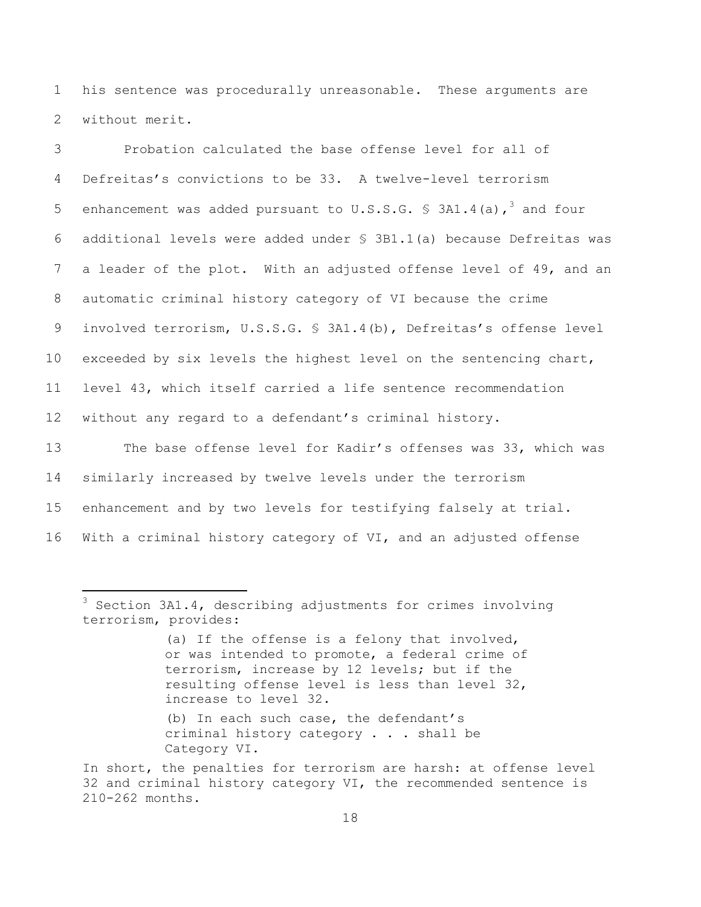his sentence was procedurally unreasonable. These arguments are without merit.

Probation calculated the base offense level for all of Defreitas's convictions to be 33. A twelve-level terrorism enhancement was added pursuant to U.S.S.G. § 3A1.4(a),[3] and four additional levels were added under § 3B1.1(a) because Defreitas was a leader of the plot. With an adjusted offense level of 49, and an automatic criminal history category of VI because the crime involved terrorism, U.S.S.G. § 3A1.4(b), Defreitas's offense level exceeded by six levels the highest level on the sentencing chart, level 43, which itself carried a life sentence recommendation without any regard to a defendant's criminal history.

The base offense level for Kadir's offenses was 33, which was similarly increased by twelve levels under the terrorism enhancement and by two levels for testifying falsely at trial. With a criminal history category of VI, and an adjusted offense

---

[3] Section 3A1.4, describing adjustments for crimes involving terrorism, provides:

> (a) If the offense is a felony that involved, or was intended to promote, a federal crime of terrorism, increase by 12 levels; but if the resulting offense level is less than level 32, increase to level 32.
>
> (b) In each such case, the defendant's criminal history category . . . shall be Category VI.

In short, the penalties for terrorism are harsh: at offense level 32 and criminal history category VI, the recommended sentence is 210-262 months.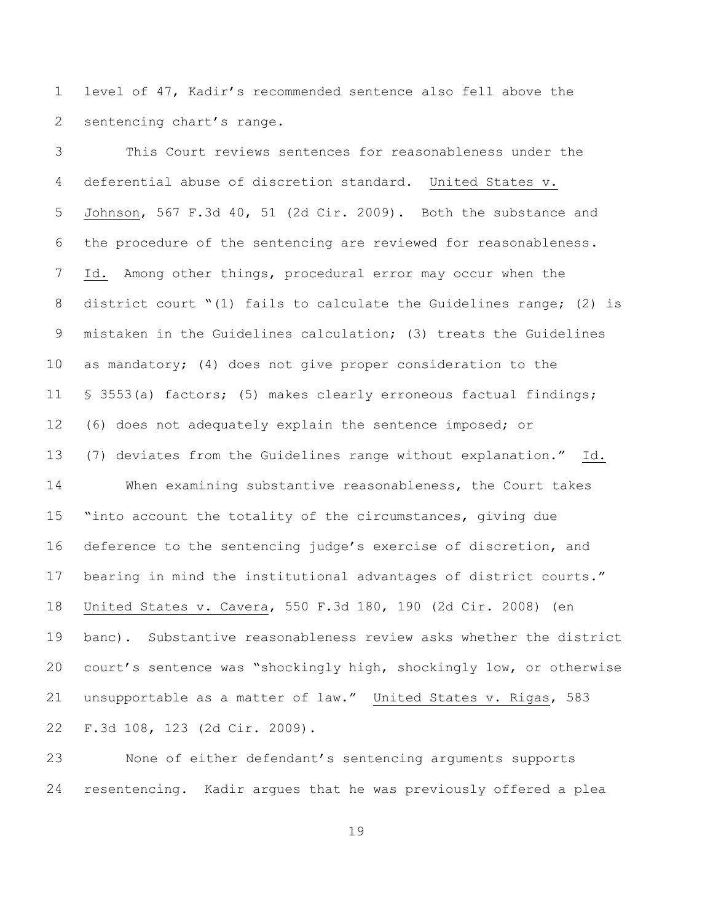level of 47, Kadir's recommended sentence also fell above the sentencing chart's range.

This Court reviews sentences for reasonableness under the deferential abuse of discretion standard. United States v. Johnson, 567 F.3d 40, 51 (2d Cir. 2009). Both the substance and the procedure of the sentencing are reviewed for reasonableness. Id. Among other things, procedural error may occur when the district court "(1) fails to calculate the Guidelines range; (2) is mistaken in the Guidelines calculation; (3) treats the Guidelines as mandatory; (4) does not give proper consideration to the § 3553(a) factors; (5) makes clearly erroneous factual findings; (6) does not adequately explain the sentence imposed; or (7) deviates from the Guidelines range without explanation." Id.

When examining substantive reasonableness, the Court takes "into account the totality of the circumstances, giving due deference to the sentencing judge's exercise of discretion, and bearing in mind the institutional advantages of district courts." United States v. Cavera, 550 F.3d 180, 190 (2d Cir. 2008) (en banc). Substantive reasonableness review asks whether the district court's sentence was "shockingly high, shockingly low, or otherwise unsupportable as a matter of law." United States v. Rigas, 583 F.3d 108, 123 (2d Cir. 2009).

None of either defendant's sentencing arguments supports resentencing. Kadir argues that he was previously offered a plea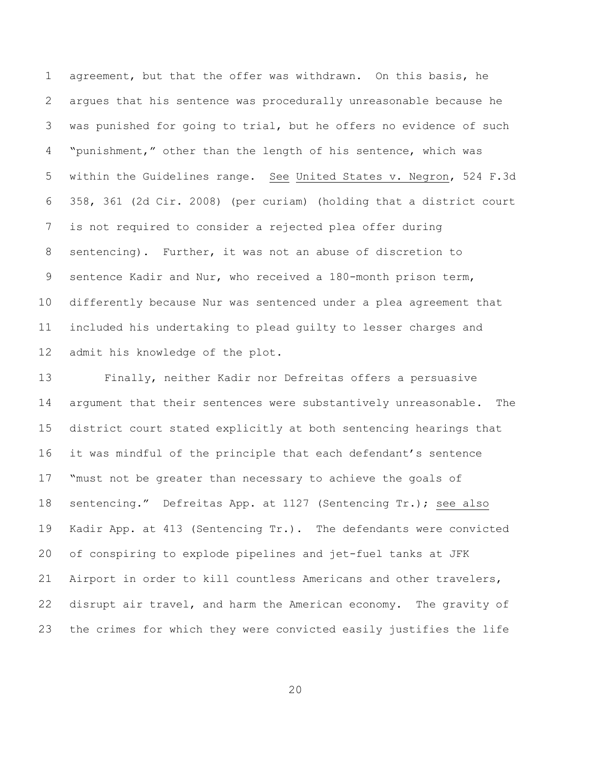agreement, but that the offer was withdrawn. On this basis, he argues that his sentence was procedurally unreasonable because he was punished for going to trial, but he offers no evidence of such "punishment," other than the length of his sentence, which was within the Guidelines range. See United States v. Negron, 524 F.3d 358, 361 (2d Cir. 2008) (per curiam) (holding that a district court is not required to consider a rejected plea offer during sentencing). Further, it was not an abuse of discretion to sentence Kadir and Nur, who received a 180-month prison term, differently because Nur was sentenced under a plea agreement that included his undertaking to plead guilty to lesser charges and admit his knowledge of the plot.

Finally, neither Kadir nor Defreitas offers a persuasive argument that their sentences were substantively unreasonable. The district court stated explicitly at both sentencing hearings that it was mindful of the principle that each defendant's sentence "must not be greater than necessary to achieve the goals of sentencing." Defreitas App. at 1127 (Sentencing Tr.); see also Kadir App. at 413 (Sentencing Tr.). The defendants were convicted of conspiring to explode pipelines and jet-fuel tanks at JFK Airport in order to kill countless Americans and other travelers, disrupt air travel, and harm the American economy. The gravity of the crimes for which they were convicted easily justifies the life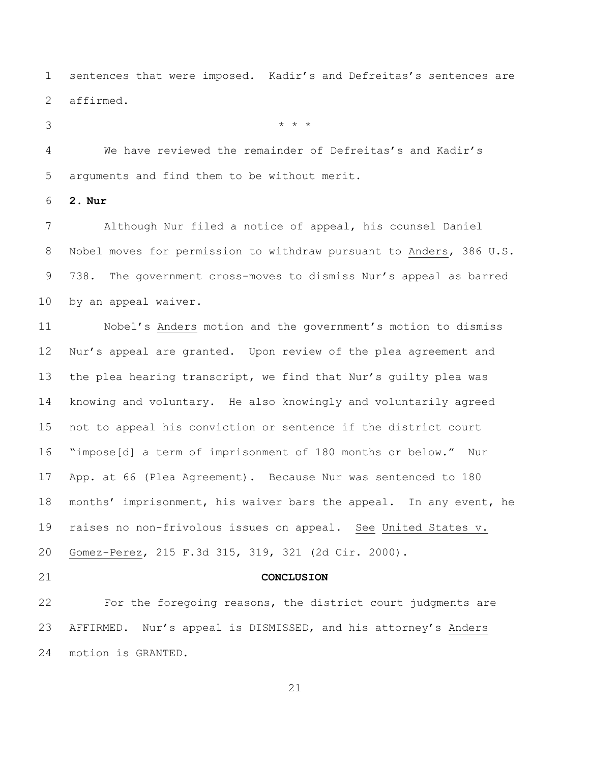sentences that were imposed. Kadir's and Defreitas's sentences are affirmed.

\* \* \*

We have reviewed the remainder of Defreitas's and Kadir's arguments and find them to be without merit.

**2. Nur**

Although Nur filed a notice of appeal, his counsel Daniel Nobel moves for permission to withdraw pursuant to Anders, 386 U.S. 738. The government cross-moves to dismiss Nur's appeal as barred by an appeal waiver.

Nobel's Anders motion and the government's motion to dismiss Nur's appeal are granted. Upon review of the plea agreement and the plea hearing transcript, we find that Nur's guilty plea was knowing and voluntary. He also knowingly and voluntarily agreed not to appeal his conviction or sentence if the district court "impose[d] a term of imprisonment of 180 months or below." Nur App. at 66 (Plea Agreement). Because Nur was sentenced to 180 months' imprisonment, his waiver bars the appeal. In any event, he raises no non-frivolous issues on appeal. See United States v. Gomez-Perez, 215 F.3d 315, 319, 321 (2d Cir. 2000).

**CONCLUSION**

For the foregoing reasons, the district court judgments are AFFIRMED. Nur's appeal is DISMISSED, and his attorney's Anders motion is GRANTED.